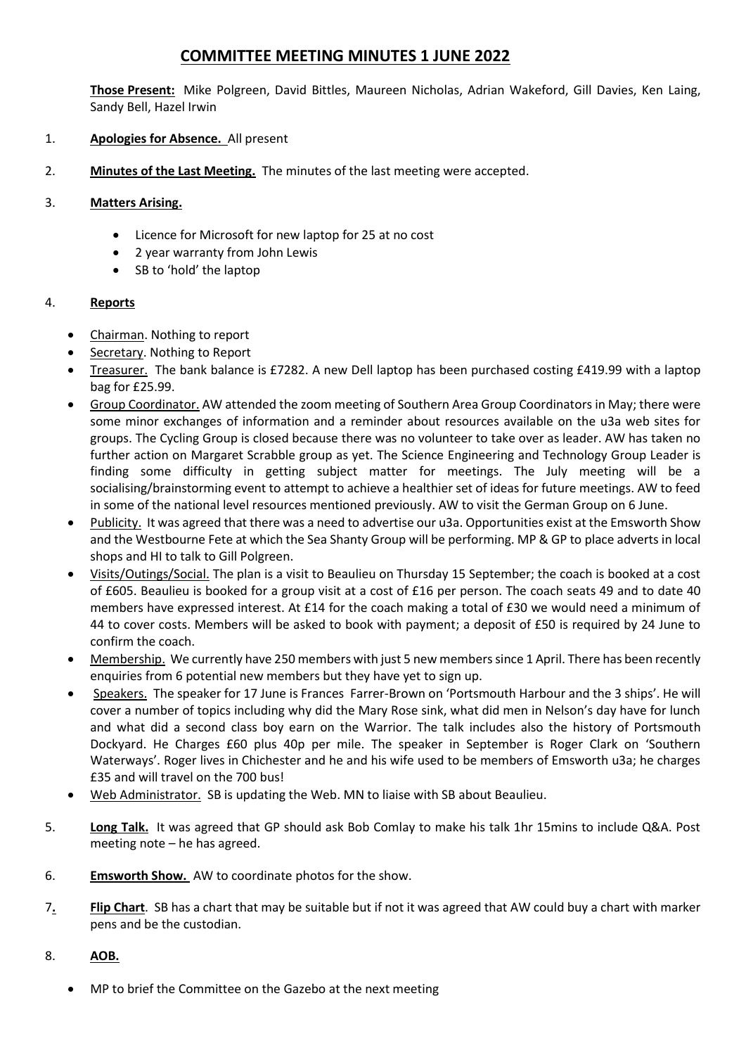# COMMITTEE MEETING MINUTES 1 JUNE 2022

**Those Present:** Mike Polgreen, David Bittles, Maureen Nicholas, Adrian Wakeford, Gill Davies, Ken Laing, Sandy Bell, Hazel Irwin

1. **Apologies for Absence.** All present

2. **Minutes of the Last Meeting.** The minutes of the last meeting were accepted.

3. **Matters Arising.**

   - Licence for Microsoft for new laptop for 25 at no cost
   - 2 year warranty from John Lewis
   - SB to 'hold' the laptop

4. **Reports**

   - Chairman. Nothing to report
   - Secretary. Nothing to Report
   - Treasurer. The bank balance is £7282. A new Dell laptop has been purchased costing £419.99 with a laptop bag for £25.99.
   - Group Coordinator. AW attended the zoom meeting of Southern Area Group Coordinators in May; there were some minor exchanges of information and a reminder about resources available on the u3a web sites for groups. The Cycling Group is closed because there was no volunteer to take over as leader. AW has taken no further action on Margaret Scrabble group as yet. The Science Engineering and Technology Group Leader is finding some difficulty in getting subject matter for meetings. The July meeting will be a socialising/brainstorming event to attempt to achieve a healthier set of ideas for future meetings. AW to feed in some of the national level resources mentioned previously. AW to visit the German Group on 6 June.
   - Publicity. It was agreed that there was a need to advertise our u3a. Opportunities exist at the Emsworth Show and the Westbourne Fete at which the Sea Shanty Group will be performing. MP & GP to place adverts in local shops and HI to talk to Gill Polgreen.
   - Visits/Outings/Social. The plan is a visit to Beaulieu on Thursday 15 September; the coach is booked at a cost of £605. Beaulieu is booked for a group visit at a cost of £16 per person. The coach seats 49 and to date 40 members have expressed interest. At £14 for the coach making a total of £30 we would need a minimum of 44 to cover costs. Members will be asked to book with payment; a deposit of £50 is required by 24 June to confirm the coach.
   - Membership. We currently have 250 members with just 5 new members since 1 April. There has been recently enquiries from 6 potential new members but they have yet to sign up.
   - Speakers. The speaker for 17 June is Frances Farrer-Brown on 'Portsmouth Harbour and the 3 ships'. He will cover a number of topics including why did the Mary Rose sink, what did men in Nelson's day have for lunch and what did a second class boy earn on the Warrior. The talk includes also the history of Portsmouth Dockyard. He Charges £60 plus 40p per mile. The speaker in September is Roger Clark on 'Southern Waterways'. Roger lives in Chichester and he and his wife used to be members of Emsworth u3a; he charges £35 and will travel on the 700 bus!
   - Web Administrator. SB is updating the Web. MN to liaise with SB about Beaulieu.

5. **Long Talk.** It was agreed that GP should ask Bob Comlay to make his talk 1hr 15mins to include Q&A. Post meeting note – he has agreed.

6. **Emsworth Show.** AW to coordinate photos for the show.

7. **Flip Chart**. SB has a chart that may be suitable but if not it was agreed that AW could buy a chart with marker pens and be the custodian.

8. **AOB.**

   - MP to brief the Committee on the Gazebo at the next meeting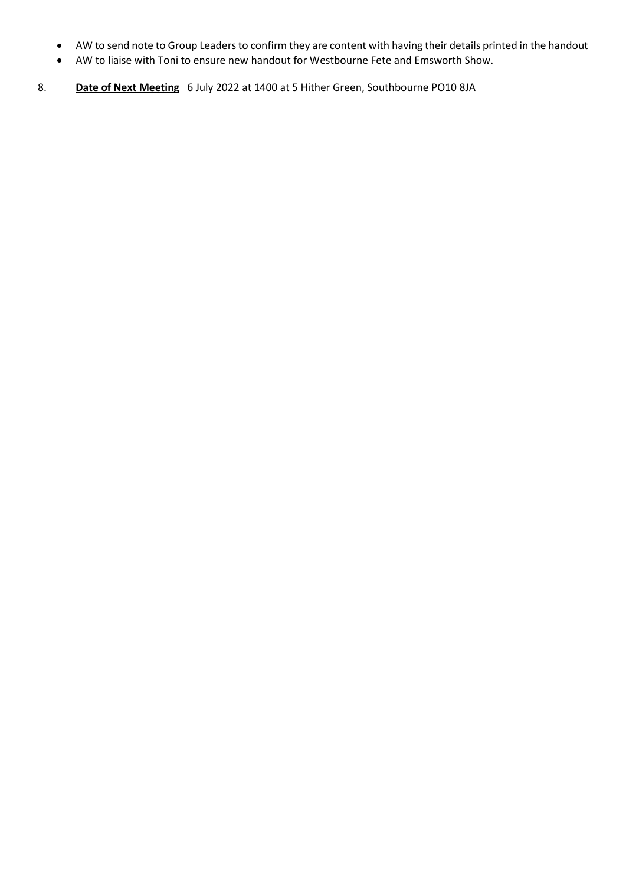- AW to send note to Group Leaders to confirm they are content with having their details printed in the handout
- AW to liaise with Toni to ensure new handout for Westbourne Fete and Emsworth Show.

8. **Date of Next Meeting** 6 July 2022 at 1400 at 5 Hither Green, Southbourne PO10 8JA